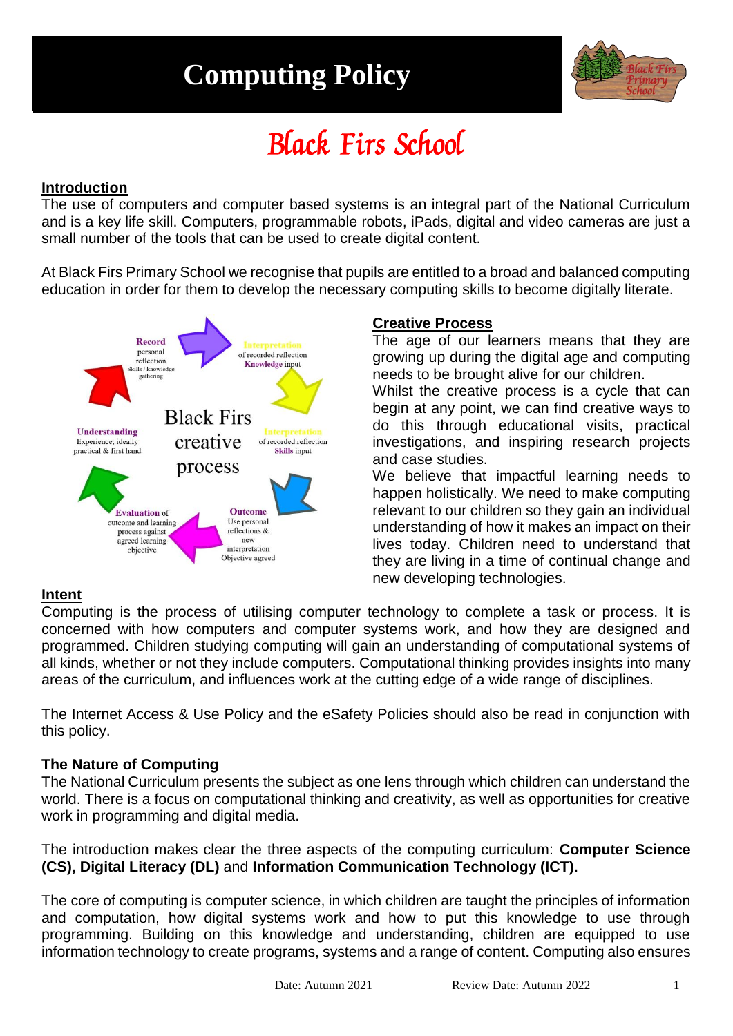# Computing Policy

## Black Firs School

**Introduction**

The use of computers and computer based systems is an integral part of the National Curriculum and is a key life skill. Computers, programmable robots, iPads, digital and video cameras are just a small number of the tools that can be used to create digital content.

At Black Firs Primary School we recognise that pupils are entitled to a broad and balanced computing education in order for them to develop the necessary computing skills to become digitally literate.

Black Firs creative process

- **Record** personal reflection Skills / knowledge gathering
- **Interpretation** of recorded reflection **Knowledge** input
- **Interpretation** of recorded reflection **Skills** input
- **Outcome** Use personal reflections & new interpretation Objective agreed
- **Evaluation** of outcome and learning process against agreed learning objective
- **Understanding** Experience; ideally practical & first hand

**Creative Process**

The age of our learners means that they are growing up during the digital age and computing needs to be brought alive for our children.

Whilst the creative process is a cycle that can begin at any point, we can find creative ways to do this through educational visits, practical investigations, and inspiring research projects and case studies.

We believe that impactful learning needs to happen holistically. We need to make computing relevant to our children so they gain an individual understanding of how it makes an impact on their lives today. Children need to understand that they are living in a time of continual change and new developing technologies.

**Intent**

Computing is the process of utilising computer technology to complete a task or process. It is concerned with how computers and computer systems work, and how they are designed and programmed. Children studying computing will gain an understanding of computational systems of all kinds, whether or not they include computers. Computational thinking provides insights into many areas of the curriculum, and influences work at the cutting edge of a wide range of disciplines.

The Internet Access & Use Policy and the eSafety Policies should also be read in conjunction with this policy.

**The Nature of Computing**

The National Curriculum presents the subject as one lens through which children can understand the world. There is a focus on computational thinking and creativity, as well as opportunities for creative work in programming and digital media.

The introduction makes clear the three aspects of the computing curriculum: **Computer Science (CS), Digital Literacy (DL)** and **Information Communication Technology (ICT).**

The core of computing is computer science, in which children are taught the principles of information and computation, how digital systems work and how to put this knowledge to use through programming. Building on this knowledge and understanding, children are equipped to use information technology to create programs, systems and a range of content. Computing also ensures

Date: Autumn 2021 Review Date: Autumn 2022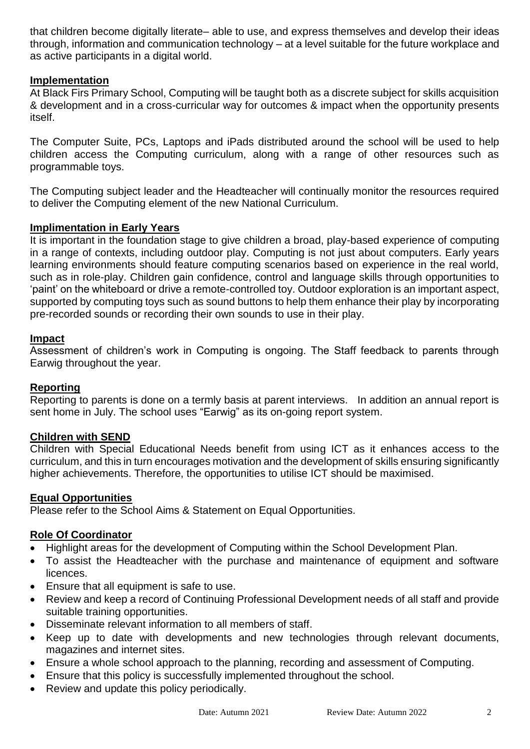that children become digitally literate– able to use, and express themselves and develop their ideas through, information and communication technology – at a level suitable for the future workplace and as active participants in a digital world.

## Implementation

At Black Firs Primary School, Computing will be taught both as a discrete subject for skills acquisition & development and in a cross-curricular way for outcomes & impact when the opportunity presents itself.

The Computer Suite, PCs, Laptops and iPads distributed around the school will be used to help children access the Computing curriculum, along with a range of other resources such as programmable toys.

The Computing subject leader and the Headteacher will continually monitor the resources required to deliver the Computing element of the new National Curriculum.

## Implimentation in Early Years

It is important in the foundation stage to give children a broad, play-based experience of computing in a range of contexts, including outdoor play. Computing is not just about computers. Early years learning environments should feature computing scenarios based on experience in the real world, such as in role-play. Children gain confidence, control and language skills through opportunities to 'paint' on the whiteboard or drive a remote-controlled toy. Outdoor exploration is an important aspect, supported by computing toys such as sound buttons to help them enhance their play by incorporating pre-recorded sounds or recording their own sounds to use in their play.

## Impact

Assessment of children's work in Computing is ongoing. The Staff feedback to parents through Earwig throughout the year.

## Reporting

Reporting to parents is done on a termly basis at parent interviews. In addition an annual report is sent home in July. The school uses "Earwig" as its on-going report system.

## Children with SEND

Children with Special Educational Needs benefit from using ICT as it enhances access to the curriculum, and this in turn encourages motivation and the development of skills ensuring significantly higher achievements. Therefore, the opportunities to utilise ICT should be maximised.

## Equal Opportunities

Please refer to the School Aims & Statement on Equal Opportunities.

## Role Of Coordinator

- Highlight areas for the development of Computing within the School Development Plan.
- To assist the Headteacher with the purchase and maintenance of equipment and software licences.
- Ensure that all equipment is safe to use.
- Review and keep a record of Continuing Professional Development needs of all staff and provide suitable training opportunities.
- Disseminate relevant information to all members of staff.
- Keep up to date with developments and new technologies through relevant documents, magazines and internet sites.
- Ensure a whole school approach to the planning, recording and assessment of Computing.
- Ensure that this policy is successfully implemented throughout the school.
- Review and update this policy periodically.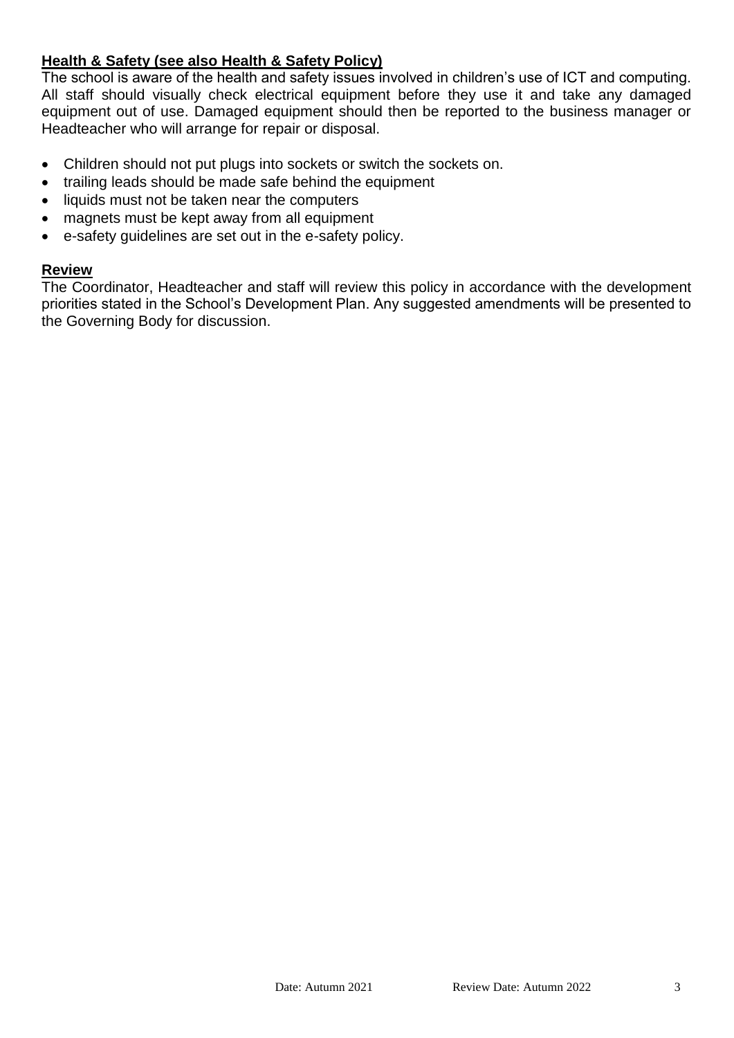**Health & Safety (see also Health & Safety Policy)**

The school is aware of the health and safety issues involved in children's use of ICT and computing. All staff should visually check electrical equipment before they use it and take any damaged equipment out of use. Damaged equipment should then be reported to the business manager or Headteacher who will arrange for repair or disposal.

- Children should not put plugs into sockets or switch the sockets on.
- trailing leads should be made safe behind the equipment
- liquids must not be taken near the computers
- magnets must be kept away from all equipment
- e-safety guidelines are set out in the e-safety policy.

**Review**

The Coordinator, Headteacher and staff will review this policy in accordance with the development priorities stated in the School's Development Plan. Any suggested amendments will be presented to the Governing Body for discussion.

Date: Autumn 2021 Review Date: Autumn 2022